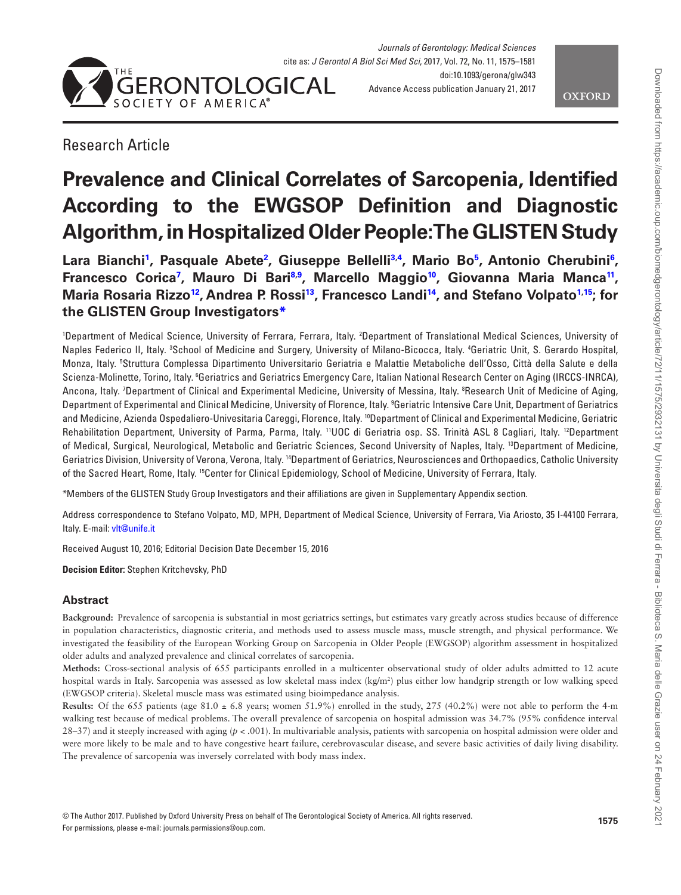Research Article

# Prevalence and Clinical Correlates of Sarcopenia, Identified According to the EWGSOP Definition and Diagnostic Algorithm, in Hospitalized Older People: The GLISTEN Study

**Lara Bianchi[1], Pasquale Abete[2], Giuseppe Bellelli[3,4], Mario Bo[5], Antonio Cherubini[6], Francesco Corica[7], Mauro Di Bari[8,9], Marcello Maggio[10], Giovanna Maria Manca[11], Maria Rosaria Rizzo[12], Andrea P. Rossi[13], Francesco Landi[14], and Stefano Volpato[1,15]; for the GLISTEN Group Investigators***

[1]Department of Medical Science, University of Ferrara, Ferrara, Italy. [2]Department of Translational Medical Sciences, University of Naples Federico II, Italy. [3]School of Medicine and Surgery, University of Milano-Bicocca, Italy. [4]Geriatric Unit, S. Gerardo Hospital, Monza, Italy. [5]Struttura Complessa Dipartimento Universitario Geriatria e Malattie Metaboliche dell'Osso, Città della Salute e della Scienza-Molinette, Torino, Italy. [6]Geriatrics and Geriatrics Emergency Care, Italian National Research Center on Aging (IRCCS-INRCA), Ancona, Italy. [7]Department of Clinical and Experimental Medicine, University of Messina, Italy. [8]Research Unit of Medicine of Aging, Department of Experimental and Clinical Medicine, University of Florence, Italy. [9]Geriatric Intensive Care Unit, Department of Geriatrics and Medicine, Azienda Ospedaliero-Univesitaria Careggi, Florence, Italy. [10]Department of Clinical and Experimental Medicine, Geriatric Rehabilitation Department, University of Parma, Parma, Italy. [11]UOC di Geriatria osp. SS. Trinità ASL 8 Cagliari, Italy. [12]Department of Medical, Surgical, Neurological, Metabolic and Geriatric Sciences, Second University of Naples, Italy. [13]Department of Medicine, Geriatrics Division, University of Verona, Verona, Italy. [14]Department of Geriatrics, Neurosciences and Orthopaedics, Catholic University of the Sacred Heart, Rome, Italy. [15]Center for Clinical Epidemiology, School of Medicine, University of Ferrara, Italy.

*Members of the GLISTEN Study Group Investigators and their affiliations are given in Supplementary Appendix section.

Address correspondence to Stefano Volpato, MD, MPH, Department of Medical Science, University of Ferrara, Via Ariosto, 35 I-44100 Ferrara, Italy. E-mail: vlt@unife.it

Received August 10, 2016; Editorial Decision Date December 15, 2016

**Decision Editor:** Stephen Kritchevsky, PhD

## Abstract

**Background:** Prevalence of sarcopenia is substantial in most geriatrics settings, but estimates vary greatly across studies because of difference in population characteristics, diagnostic criteria, and methods used to assess muscle mass, muscle strength, and physical performance. We investigated the feasibility of the European Working Group on Sarcopenia in Older People (EWGSOP) algorithm assessment in hospitalized older adults and analyzed prevalence and clinical correlates of sarcopenia.

**Methods:** Cross-sectional analysis of 655 participants enrolled in a multicenter observational study of older adults admitted to 12 acute hospital wards in Italy. Sarcopenia was assessed as low skeletal mass index (kg/m$^2$) plus either low handgrip strength or low walking speed (EWGSOP criteria). Skeletal muscle mass was estimated using bioimpedance analysis.

**Results:** Of the 655 patients (age 81.0 ± 6.8 years; women 51.9%) enrolled in the study, 275 (40.2%) were not able to perform the 4-m walking test because of medical problems. The overall prevalence of sarcopenia on hospital admission was 34.7% (95% confidence interval 28–37) and it steeply increased with aging ($p < .001$). In multivariable analysis, patients with sarcopenia on hospital admission were older and were more likely to be male and to have congestive heart failure, cerebrovascular disease, and severe basic activities of daily living disability. The prevalence of sarcopenia was inversely correlated with body mass index.

© The Author 2017. Published by Oxford University Press on behalf of The Gerontological Society of America. All rights reserved. For permissions, please e-mail: journals.permissions@oup.com.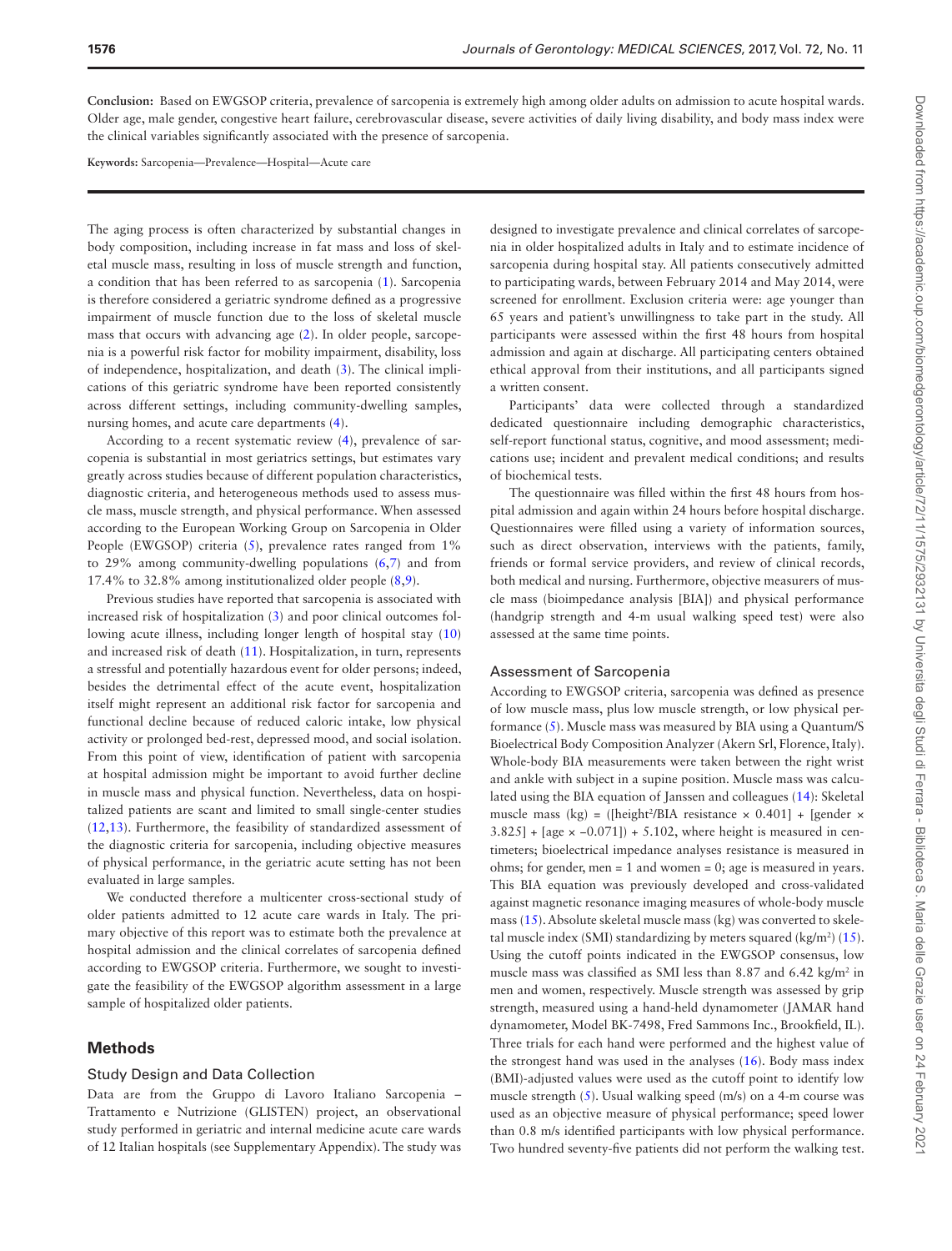**Conclusion:** Based on EWGSOP criteria, prevalence of sarcopenia is extremely high among older adults on admission to acute hospital wards. Older age, male gender, congestive heart failure, cerebrovascular disease, severe activities of daily living disability, and body mass index were the clinical variables significantly associated with the presence of sarcopenia.

**Keywords:** Sarcopenia—Prevalence—Hospital—Acute care

The aging process is often characterized by substantial changes in body composition, including increase in fat mass and loss of skeletal muscle mass, resulting in loss of muscle strength and function, a condition that has been referred to as sarcopenia (1). Sarcopenia is therefore considered a geriatric syndrome defined as a progressive impairment of muscle function due to the loss of skeletal muscle mass that occurs with advancing age (2). In older people, sarcopenia is a powerful risk factor for mobility impairment, disability, loss of independence, hospitalization, and death (3). The clinical implications of this geriatric syndrome have been reported consistently across different settings, including community-dwelling samples, nursing homes, and acute care departments (4).

According to a recent systematic review (4), prevalence of sarcopenia is substantial in most geriatrics settings, but estimates vary greatly across studies because of different population characteristics, diagnostic criteria, and heterogeneous methods used to assess muscle mass, muscle strength, and physical performance. When assessed according to the European Working Group on Sarcopenia in Older People (EWGSOP) criteria (5), prevalence rates ranged from 1% to 29% among community-dwelling populations (6,7) and from 17.4% to 32.8% among institutionalized older people (8,9).

Previous studies have reported that sarcopenia is associated with increased risk of hospitalization (3) and poor clinical outcomes following acute illness, including longer length of hospital stay (10) and increased risk of death (11). Hospitalization, in turn, represents a stressful and potentially hazardous event for older persons; indeed, besides the detrimental effect of the acute event, hospitalization itself might represent an additional risk factor for sarcopenia and functional decline because of reduced caloric intake, low physical activity or prolonged bed-rest, depressed mood, and social isolation. From this point of view, identification of patient with sarcopenia at hospital admission might be important to avoid further decline in muscle mass and physical function. Nevertheless, data on hospitalized patients are scant and limited to small single-center studies (12,13). Furthermore, the feasibility of standardized assessment of the diagnostic criteria for sarcopenia, including objective measures of physical performance, in the geriatric acute setting has not been evaluated in large samples.

We conducted therefore a multicenter cross-sectional study of older patients admitted to 12 acute care wards in Italy. The primary objective of this report was to estimate both the prevalence at hospital admission and the clinical correlates of sarcopenia defined according to EWGSOP criteria. Furthermore, we sought to investigate the feasibility of the EWGSOP algorithm assessment in a large sample of hospitalized older patients.

## Methods

### Study Design and Data Collection

Data are from the Gruppo di Lavoro Italiano Sarcopenia – Trattamento e Nutrizione (GLISTEN) project, an observational study performed in geriatric and internal medicine acute care wards of 12 Italian hospitals (see Supplementary Appendix). The study was designed to investigate prevalence and clinical correlates of sarcopenia in older hospitalized adults in Italy and to estimate incidence of sarcopenia during hospital stay. All patients consecutively admitted to participating wards, between February 2014 and May 2014, were screened for enrollment. Exclusion criteria were: age younger than 65 years and patient's unwillingness to take part in the study. All participants were assessed within the first 48 hours from hospital admission and again at discharge. All participating centers obtained ethical approval from their institutions, and all participants signed a written consent.

Participants' data were collected through a standardized dedicated questionnaire including demographic characteristics, self-report functional status, cognitive, and mood assessment; medications use; incident and prevalent medical conditions; and results of biochemical tests.

The questionnaire was filled within the first 48 hours from hospital admission and again within 24 hours before hospital discharge. Questionnaires were filled using a variety of information sources, such as direct observation, interviews with the patients, family, friends or formal service providers, and review of clinical records, both medical and nursing. Furthermore, objective measurers of muscle mass (bioimpedance analysis [BIA]) and physical performance (handgrip strength and 4-m usual walking speed test) were also assessed at the same time points.

### Assessment of Sarcopenia

According to EWGSOP criteria, sarcopenia was defined as presence of low muscle mass, plus low muscle strength, or low physical performance (5). Muscle mass was measured by BIA using a Quantum/S Bioelectrical Body Composition Analyzer (Akern Srl, Florence, Italy). Whole-body BIA measurements were taken between the right wrist and ankle with subject in a supine position. Muscle mass was calculated using the BIA equation of Janssen and colleagues (14): Skeletal muscle mass (kg) = ([height$^2$/BIA resistance × 0.401] + [gender × 3.825] + [age × −0.071]) + 5.102, where height is measured in centimeters; bioelectrical impedance analyses resistance is measured in ohms; for gender, men = 1 and women = 0; age is measured in years. This BIA equation was previously developed and cross-validated against magnetic resonance imaging measures of whole-body muscle mass (15). Absolute skeletal muscle mass (kg) was converted to skeletal muscle index (SMI) standardizing by meters squared (kg/m$^2$) (15). Using the cutoff points indicated in the EWGSOP consensus, low muscle mass was classified as SMI less than 8.87 and 6.42 kg/m$^2$ in men and women, respectively. Muscle strength was assessed by grip strength, measured using a hand-held dynamometer (JAMAR hand dynamometer, Model BK-7498, Fred Sammons Inc., Brookfield, IL). Three trials for each hand were performed and the highest value of the strongest hand was used in the analyses (16). Body mass index (BMI)-adjusted values were used as the cutoff point to identify low muscle strength (5). Usual walking speed (m/s) on a 4-m course was used as an objective measure of physical performance; speed lower than 0.8 m/s identified participants with low physical performance. Two hundred seventy-five patients did not perform the walking test.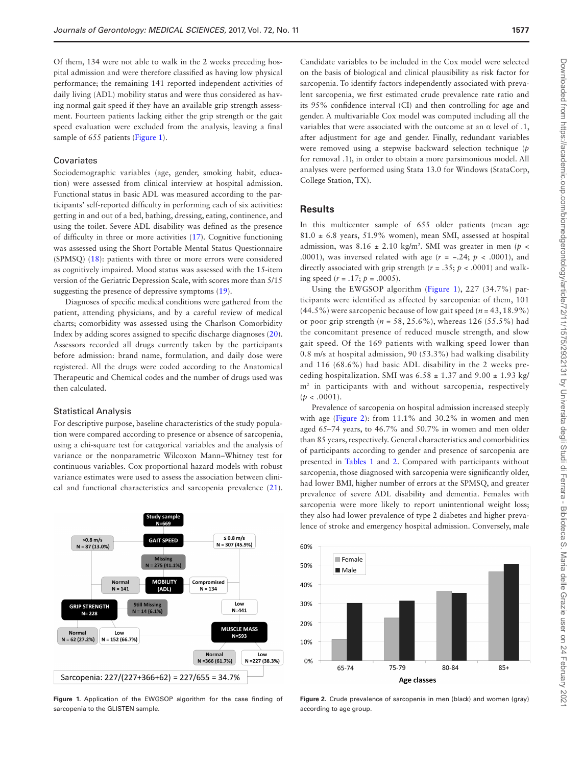Of them, 134 were not able to walk in the 2 weeks preceding hospital admission and were therefore classified as having low physical performance; the remaining 141 reported independent activities of daily living (ADL) mobility status and were thus considered as having normal gait speed if they have an available grip strength assessment. Fourteen patients lacking either the grip strength or the gait speed evaluation were excluded from the analysis, leaving a final sample of 655 patients (Figure 1).

### Covariates

Sociodemographic variables (age, gender, smoking habit, education) were assessed from clinical interview at hospital admission. Functional status in basic ADL was measured according to the participants' self-reported difficulty in performing each of six activities: getting in and out of a bed, bathing, dressing, eating, continence, and using the toilet. Severe ADL disability was defined as the presence of difficulty in three or more activities (17). Cognitive functioning was assessed using the Short Portable Mental Status Questionnaire (SPMSQ) (18): patients with three or more errors were considered as cognitively impaired. Mood status was assessed with the 15-item version of the Geriatric Depression Scale, with scores more than 5/15 suggesting the presence of depressive symptoms (19).

Diagnoses of specific medical conditions were gathered from the patient, attending physicians, and by a careful review of medical charts; comorbidity was assessed using the Charlson Comorbidity Index by adding scores assigned to specific discharge diagnoses (20). Assessors recorded all drugs currently taken by the participants before admission: brand name, formulation, and daily dose were registered. All the drugs were coded according to the Anatomical Therapeutic and Chemical codes and the number of drugs used was then calculated.

### Statistical Analysis

For descriptive purpose, baseline characteristics of the study population were compared according to presence or absence of sarcopenia, using a chi-square test for categorical variables and the analysis of variance or the nonparametric Wilcoxon Mann–Whitney test for continuous variables. Cox proportional hazard models with robust variance estimates were used to assess the association between clinical and functional characteristics and sarcopenia prevalence (21).

Figure 1. Application of the EWGSOP algorithm for the case finding of sarcopenia to the GLISTEN sample.

Candidate variables to be included in the Cox model were selected on the basis of biological and clinical plausibility as risk factor for sarcopenia. To identify factors independently associated with prevalent sarcopenia, we first estimated crude prevalence rate ratio and its 95% confidence interval (CI) and then controlling for age and gender. A multivariable Cox model was computed including all the variables that were associated with the outcome at an α level of .1, after adjustment for age and gender. Finally, redundant variables were removed using a stepwise backward selection technique ($p$ for removal .1), in order to obtain a more parsimonious model. All analyses were performed using Stata 13.0 for Windows (StataCorp, College Station, TX).

## Results

In this multicenter sample of 655 older patients (mean age 81.0 ± 6.8 years, 51.9% women), mean SMI, assessed at hospital admission, was 8.16 ± 2.10 kg/m². SMI was greater in men ($p$ < .0001), was inversed related with age ($r$ = −.24; $p$ < .0001), and directly associated with grip strength ($r$ = .35; $p$ < .0001) and walking speed ($r$ = .17; $p$ = .0005).

Using the EWGSOP algorithm (Figure 1), 227 (34.7%) participants were identified as affected by sarcopenia: of them, 101 (44.5%) were sarcopenic because of low gait speed ($n$ = 43, 18.9%) or poor grip strength ($n$ = 58, 25.6%), whereas 126 (55.5%) had the concomitant presence of reduced muscle strength, and slow gait speed. Of the 169 patients with walking speed lower than 0.8 m/s at hospital admission, 90 (53.3%) had walking disability and 116 (68.6%) had basic ADL disability in the 2 weeks preceding hospitalization. SMI was 6.58 ± 1.37 and 9.00 ± 1.93 kg/m² in participants with and without sarcopenia, respectively ($p$ < .0001).

Prevalence of sarcopenia on hospital admission increased steeply with age (Figure 2): from 11.1% and 30.2% in women and men aged 65–74 years, to 46.7% and 50.7% in women and men older than 85 years, respectively. General characteristics and comorbidities of participants according to gender and presence of sarcopenia are presented in Tables 1 and 2. Compared with participants without sarcopenia, those diagnosed with sarcopenia were significantly older, had lower BMI, higher number of errors at the SPMSQ, and greater prevalence of severe ADL disability and dementia. Females with sarcopenia were more likely to report unintentional weight loss; they also had lower prevalence of type 2 diabetes and higher prevalence of stroke and emergency hospital admission. Conversely, male

Figure 2. Crude prevalence of sarcopenia in men (black) and women (gray) according to age group.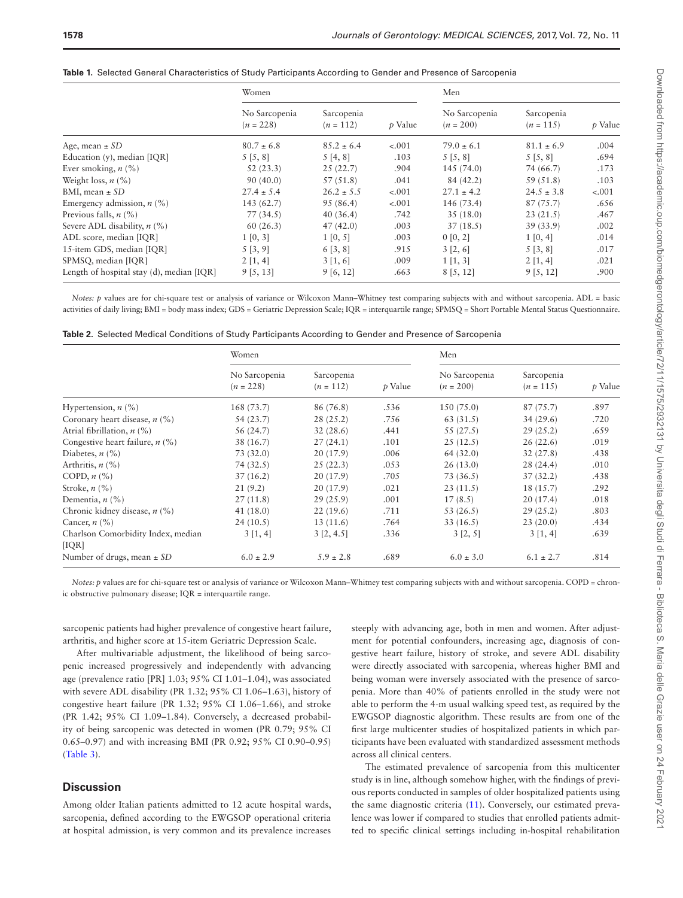**Table 1.** Selected General Characteristics of Study Participants According to Gender and Presence of Sarcopenia

| | Women | | | Men | | |
|---|---|---|---|---|---|---|
| | No Sarcopenia ($n$ = 228) | Sarcopenia ($n$ = 112) | $p$ Value | No Sarcopenia ($n$ = 200) | Sarcopenia ($n$ = 115) | $p$ Value |
| Age, mean ± *SD* | 80.7 ± 6.8 | 85.2 ± 6.4 | <.001 | 79.0 ± 6.1 | 81.1 ± 6.9 | .004 |
| Education (y), median [IQR] | 5 [5, 8] | 5 [4, 8] | .103 | 5 [5, 8] | 5 [5, 8] | .694 |
| Ever smoking, $n$ (%) | 52 (23.3) | 25 (22.7) | .904 | 145 (74.0) | 74 (66.7) | .173 |
| Weight loss, $n$ (%) | 90 (40.0) | 57 (51.8) | .041 | 84 (42.2) | 59 (51.8) | .103 |
| BMI, mean ± *SD* | 27.4 ± 5.4 | 26.2 ± 5.5 | <.001 | 27.1 ± 4.2 | 24.5 ± 3.8 | <.001 |
| Emergency admission, $n$ (%) | 143 (62.7) | 95 (86.4) | <.001 | 146 (73.4) | 87 (75.7) | .656 |
| Previous falls, $n$ (%) | 77 (34.5) | 40 (36.4) | .742 | 35 (18.0) | 23 (21.5) | .467 |
| Severe ADL disability, $n$ (%) | 60 (26.3) | 47 (42.0) | .003 | 37 (18.5) | 39 (33.9) | .002 |
| ADL score, median [IQR] | 1 [0, 3] | 1 [0, 5] | .003 | 0 [0, 2] | 1 [0, 4] | .014 |
| 15-item GDS, median [IQR] | 5 [3, 9] | 6 [3, 8] | .915 | 3 [2, 6] | 5 [3, 8] | .017 |
| SPMSQ, median [IQR] | 2 [1, 4] | 3 [1, 6] | .009 | 1 [1, 3] | 2 [1, 4] | .021 |
| Length of hospital stay (d), median [IQR] | 9 [5, 13] | 9 [6, 12] | .663 | 8 [5, 12] | 9 [5, 12] | .900 |

*Notes:* $p$ values are for chi-square test or analysis of variance or Wilcoxon Mann–Whitney test comparing subjects with and without sarcopenia. ADL = basic activities of daily living; BMI = body mass index; GDS = Geriatric Depression Scale; IQR = interquartile range; SPMSQ = Short Portable Mental Status Questionnaire.

**Table 2.** Selected Medical Conditions of Study Participants According to Gender and Presence of Sarcopenia

| | Women | | | Men | | |
|---|---|---|---|---|---|---|
| | No Sarcopenia ($n$ = 228) | Sarcopenia ($n$ = 112) | $p$ Value | No Sarcopenia ($n$ = 200) | Sarcopenia ($n$ = 115) | $p$ Value |
| Hypertension, $n$ (%) | 168 (73.7) | 86 (76.8) | .536 | 150 (75.0) | 87 (75.7) | .897 |
| Coronary heart disease, $n$ (%) | 54 (23.7) | 28 (25.2) | .756 | 63 (31.5) | 34 (29.6) | .720 |
| Atrial fibrillation, $n$ (%) | 56 (24.7) | 32 (28.6) | .441 | 55 (27.5) | 29 (25.2) | .659 |
| Congestive heart failure, $n$ (%) | 38 (16.7) | 27 (24.1) | .101 | 25 (12.5) | 26 (22.6) | .019 |
| Diabetes, $n$ (%) | 73 (32.0) | 20 (17.9) | .006 | 64 (32.0) | 32 (27.8) | .438 |
| Arthritis, $n$ (%) | 74 (32.5) | 25 (22.3) | .053 | 26 (13.0) | 28 (24.4) | .010 |
| COPD, $n$ (%) | 37 (16.2) | 20 (17.9) | .705 | 73 (36.5) | 37 (32.2) | .438 |
| Stroke, $n$ (%) | 21 (9.2) | 20 (17.9) | .021 | 23 (11.5) | 18 (15.7) | .292 |
| Dementia, $n$ (%) | 27 (11.8) | 29 (25.9) | .001 | 17 (8.5) | 20 (17.4) | .018 |
| Chronic kidney disease, $n$ (%) | 41 (18.0) | 22 (19.6) | .711 | 53 (26.5) | 29 (25.2) | .803 |
| Cancer, $n$ (%) | 24 (10.5) | 13 (11.6) | .764 | 33 (16.5) | 23 (20.0) | .434 |
| Charlson Comorbidity Index, median [IQR] | 3 [1, 4] | 3 [2, 4.5] | .336 | 3 [2, 5] | 3 [1, 4] | .639 |
| Number of drugs, mean ± *SD* | 6.0 ± 2.9 | 5.9 ± 2.8 | .689 | 6.0 ± 3.0 | 6.1 ± 2.7 | .814 |

*Notes:* $p$ values are for chi-square test or analysis of variance or Wilcoxon Mann–Whitney test comparing subjects with and without sarcopenia. COPD = chronic obstructive pulmonary disease; IQR = interquartile range.

sarcopenic patients had higher prevalence of congestive heart failure, arthritis, and higher score at 15-item Geriatric Depression Scale.

After multivariable adjustment, the likelihood of being sarcopenic increased progressively and independently with advancing age (prevalence ratio [PR] 1.03; 95% CI 1.01–1.04), was associated with severe ADL disability (PR 1.32; 95% CI 1.06–1.63), history of congestive heart failure (PR 1.32; 95% CI 1.06–1.66), and stroke (PR 1.42; 95% CI 1.09–1.84). Conversely, a decreased probability of being sarcopenic was detected in women (PR 0.79; 95% CI 0.65–0.97) and with increasing BMI (PR 0.92; 95% CI 0.90–0.95) (Table 3).

## Discussion

Among older Italian patients admitted to 12 acute hospital wards, sarcopenia, defined according to the EWGSOP operational criteria at hospital admission, is very common and its prevalence increases steeply with advancing age, both in men and women. After adjustment for potential confounders, increasing age, diagnosis of congestive heart failure, history of stroke, and severe ADL disability were directly associated with sarcopenia, whereas higher BMI and being woman were inversely associated with the presence of sarcopenia. More than 40% of patients enrolled in the study were not able to perform the 4-m usual walking speed test, as required by the EWGSOP diagnostic algorithm. These results are from one of the first large multicenter studies of hospitalized patients in which participants have been evaluated with standardized assessment methods across all clinical centers.

The estimated prevalence of sarcopenia from this multicenter study is in line, although somehow higher, with the findings of previous reports conducted in samples of older hospitalized patients using the same diagnostic criteria (11). Conversely, our estimated prevalence was lower if compared to studies that enrolled patients admitted to specific clinical settings including in-hospital rehabilitation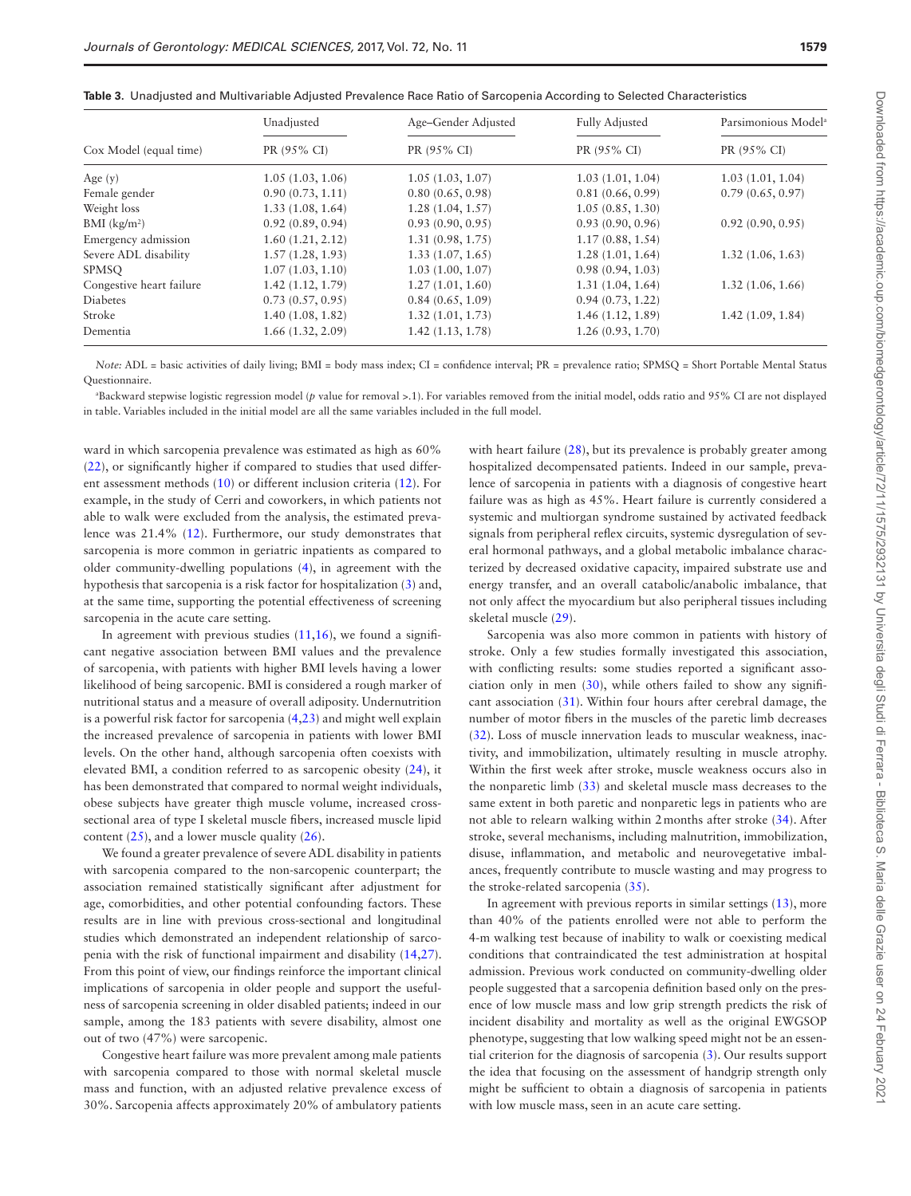**Table 3.** Unadjusted and Multivariable Adjusted Prevalence Race Ratio of Sarcopenia According to Selected Characteristics

| Cox Model (equal time) | Unadjusted | Age–Gender Adjusted | Fully Adjusted | Parsimonious Model[a] |
|---|---|---|---|---|
| | PR (95% CI) | PR (95% CI) | PR (95% CI) | PR (95% CI) |
| Age (y) | 1.05 (1.03, 1.06) | 1.05 (1.03, 1.07) | 1.03 (1.01, 1.04) | 1.03 (1.01, 1.04) |
| Female gender | 0.90 (0.73, 1.11) | 0.80 (0.65, 0.98) | 0.81 (0.66, 0.99) | 0.79 (0.65, 0.97) |
| Weight loss | 1.33 (1.08, 1.64) | 1.28 (1.04, 1.57) | 1.05 (0.85, 1.30) | |
| BMI (kg/m$^2$) | 0.92 (0.89, 0.94) | 0.93 (0.90, 0.95) | 0.93 (0.90, 0.96) | 0.92 (0.90, 0.95) |
| Emergency admission | 1.60 (1.21, 2.12) | 1.31 (0.98, 1.75) | 1.17 (0.88, 1.54) | |
| Severe ADL disability | 1.57 (1.28, 1.93) | 1.33 (1.07, 1.65) | 1.28 (1.01, 1.64) | 1.32 (1.06, 1.63) |
| SPMSQ | 1.07 (1.03, 1.10) | 1.03 (1.00, 1.07) | 0.98 (0.94, 1.03) | |
| Congestive heart failure | 1.42 (1.12, 1.79) | 1.27 (1.01, 1.60) | 1.31 (1.04, 1.64) | 1.32 (1.06, 1.66) |
| Diabetes | 0.73 (0.57, 0.95) | 0.84 (0.65, 1.09) | 0.94 (0.73, 1.22) | |
| Stroke | 1.40 (1.08, 1.82) | 1.32 (1.01, 1.73) | 1.46 (1.12, 1.89) | 1.42 (1.09, 1.84) |
| Dementia | 1.66 (1.32, 2.09) | 1.42 (1.13, 1.78) | 1.26 (0.93, 1.70) | |

*Note:* ADL = basic activities of daily living; BMI = body mass index; CI = confidence interval; PR = prevalence ratio; SPMSQ = Short Portable Mental Status Questionnaire.

[a]Backward stepwise logistic regression model ($p$ value for removal >.1). For variables removed from the initial model, odds ratio and 95% CI are not displayed in table. Variables included in the initial model are all the same variables included in the full model.

ward in which sarcopenia prevalence was estimated as high as 60% (22), or significantly higher if compared to studies that used different assessment methods (10) or different inclusion criteria (12). For example, in the study of Cerri and coworkers, in which patients not able to walk were excluded from the analysis, the estimated prevalence was 21.4% (12). Furthermore, our study demonstrates that sarcopenia is more common in geriatric inpatients as compared to older community-dwelling populations (4), in agreement with the hypothesis that sarcopenia is a risk factor for hospitalization (3) and, at the same time, supporting the potential effectiveness of screening sarcopenia in the acute care setting.

In agreement with previous studies (11,16), we found a significant negative association between BMI values and the prevalence of sarcopenia, with patients with higher BMI levels having a lower likelihood of being sarcopenic. BMI is considered a rough marker of nutritional status and a measure of overall adiposity. Undernutrition is a powerful risk factor for sarcopenia (4,23) and might well explain the increased prevalence of sarcopenia in patients with lower BMI levels. On the other hand, although sarcopenia often coexists with elevated BMI, a condition referred to as sarcopenic obesity (24), it has been demonstrated that compared to normal weight individuals, obese subjects have greater thigh muscle volume, increased cross-sectional area of type I skeletal muscle fibers, increased muscle lipid content (25), and a lower muscle quality (26).

We found a greater prevalence of severe ADL disability in patients with sarcopenia compared to the non-sarcopenic counterpart; the association remained statistically significant after adjustment for age, comorbidities, and other potential confounding factors. These results are in line with previous cross-sectional and longitudinal studies which demonstrated an independent relationship of sarcopenia with the risk of functional impairment and disability (14,27). From this point of view, our findings reinforce the important clinical implications of sarcopenia in older people and support the usefulness of sarcopenia screening in older disabled patients; indeed in our sample, among the 183 patients with severe disability, almost one out of two (47%) were sarcopenic.

Congestive heart failure was more prevalent among male patients with sarcopenia compared to those with normal skeletal muscle mass and function, with an adjusted relative prevalence excess of 30%. Sarcopenia affects approximately 20% of ambulatory patients with heart failure (28), but its prevalence is probably greater among hospitalized decompensated patients. Indeed in our sample, prevalence of sarcopenia in patients with a diagnosis of congestive heart failure was as high as 45%. Heart failure is currently considered a systemic and multiorgan syndrome sustained by activated feedback signals from peripheral reflex circuits, systemic dysregulation of several hormonal pathways, and a global metabolic imbalance characterized by decreased oxidative capacity, impaired substrate use and energy transfer, and an overall catabolic/anabolic imbalance, that not only affect the myocardium but also peripheral tissues including skeletal muscle (29).

Sarcopenia was also more common in patients with history of stroke. Only a few studies formally investigated this association, with conflicting results: some studies reported a significant association only in men (30), while others failed to show any significant association (31). Within four hours after cerebral damage, the number of motor fibers in the muscles of the paretic limb decreases (32). Loss of muscle innervation leads to muscular weakness, inactivity, and immobilization, ultimately resulting in muscle atrophy. Within the first week after stroke, muscle weakness occurs also in the nonparetic limb (33) and skeletal muscle mass decreases to the same extent in both paretic and nonparetic legs in patients who are not able to relearn walking within 2 months after stroke (34). After stroke, several mechanisms, including malnutrition, immobilization, disuse, inflammation, and metabolic and neurovegetative imbalances, frequently contribute to muscle wasting and may progress to the stroke-related sarcopenia (35).

In agreement with previous reports in similar settings (13), more than 40% of the patients enrolled were not able to perform the 4-m walking test because of inability to walk or coexisting medical conditions that contraindicated the test administration at hospital admission. Previous work conducted on community-dwelling older people suggested that a sarcopenia definition based only on the presence of low muscle mass and low grip strength predicts the risk of incident disability and mortality as well as the original EWGSOP phenotype, suggesting that low walking speed might not be an essential criterion for the diagnosis of sarcopenia (3). Our results support the idea that focusing on the assessment of handgrip strength only might be sufficient to obtain a diagnosis of sarcopenia in patients with low muscle mass, seen in an acute care setting.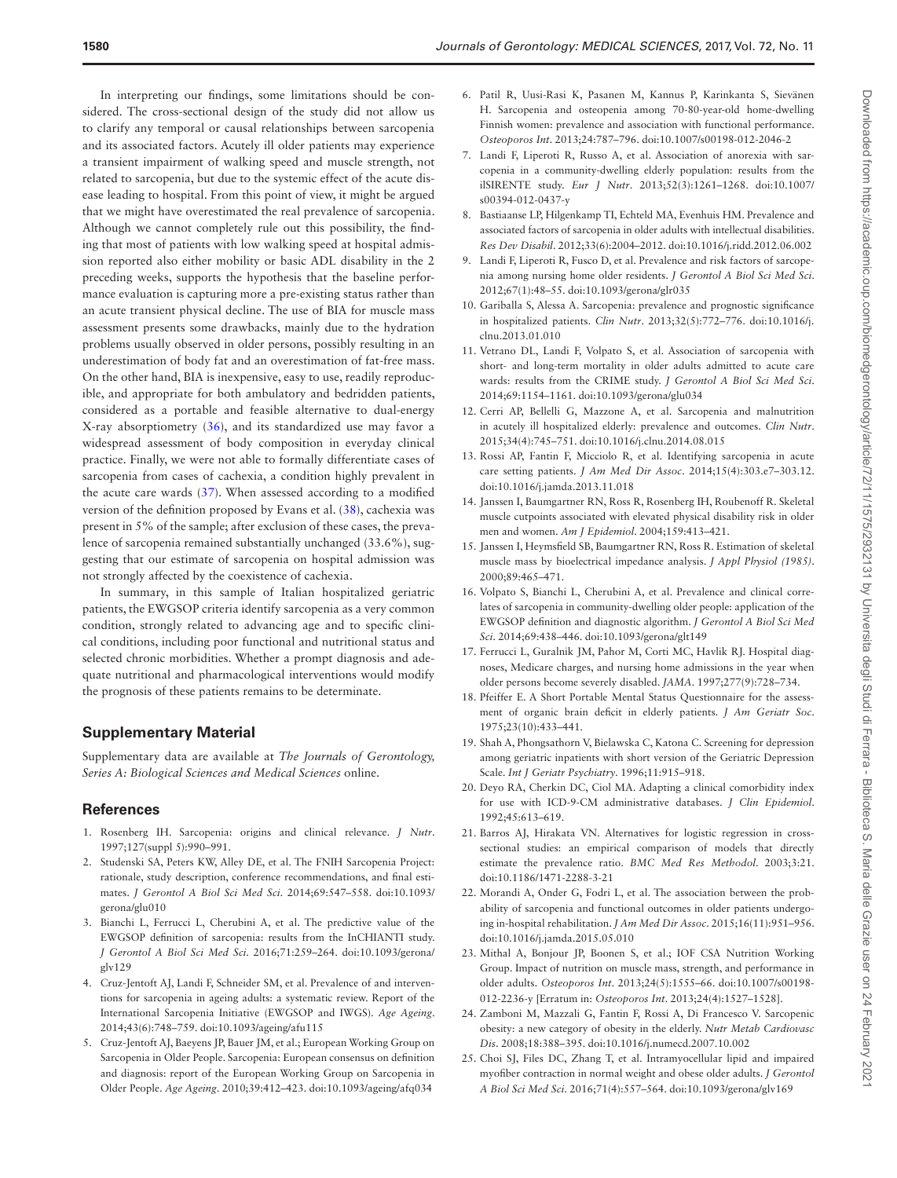In interpreting our findings, some limitations should be considered. The cross-sectional design of the study did not allow us to clarify any temporal or causal relationships between sarcopenia and its associated factors. Acutely ill older patients may experience a transient impairment of walking speed and muscle strength, not related to sarcopenia, but due to the systemic effect of the acute disease leading to hospital. From this point of view, it might be argued that we might have overestimated the real prevalence of sarcopenia. Although we cannot completely rule out this possibility, the finding that most of patients with low walking speed at hospital admission reported also either mobility or basic ADL disability in the 2 preceding weeks, supports the hypothesis that the baseline performance evaluation is capturing more a pre-existing status rather than an acute transient physical decline. The use of BIA for muscle mass assessment presents some drawbacks, mainly due to the hydration problems usually observed in older persons, possibly resulting in an underestimation of body fat and an overestimation of fat-free mass. On the other hand, BIA is inexpensive, easy to use, readily reproducible, and appropriate for both ambulatory and bedridden patients, considered as a portable and feasible alternative to dual-energy X-ray absorptiometry (36), and its standardized use may favor a widespread assessment of body composition in everyday clinical practice. Finally, we were not able to formally differentiate cases of sarcopenia from cases of cachexia, a condition highly prevalent in the acute care wards (37). When assessed according to a modified version of the definition proposed by Evans et al. (38), cachexia was present in 5% of the sample; after exclusion of these cases, the prevalence of sarcopenia remained substantially unchanged (33.6%), suggesting that our estimate of sarcopenia on hospital admission was not strongly affected by the coexistence of cachexia.

In summary, in this sample of Italian hospitalized geriatric patients, the EWGSOP criteria identify sarcopenia as a very common condition, strongly related to advancing age and to specific clinical conditions, including poor functional and nutritional status and selected chronic morbidities. Whether a prompt diagnosis and adequate nutritional and pharmacological interventions would modify the prognosis of these patients remains to be determinate.

## Supplementary Material

Supplementary data are available at *The Journals of Gerontology, Series A: Biological Sciences and Medical Sciences* online.

## References

1. Rosenberg IH. Sarcopenia: origins and clinical relevance. *J Nutr*. 1997;127(suppl 5):990–991.
2. Studenski SA, Peters KW, Alley DE, et al. The FNIH Sarcopenia Project: rationale, study description, conference recommendations, and final estimates. *J Gerontol A Biol Sci Med Sci*. 2014;69:547–558. doi:10.1093/gerona/glu010
3. Bianchi L, Ferrucci L, Cherubini A, et al. The predictive value of the EWGSOP definition of sarcopenia: results from the InCHIANTI study. *J Gerontol A Biol Sci Med Sci*. 2016;71:259–264. doi:10.1093/gerona/glv129
4. Cruz-Jentoft AJ, Landi F, Schneider SM, et al. Prevalence of and interventions for sarcopenia in ageing adults: a systematic review. Report of the International Sarcopenia Initiative (EWGSOP and IWGS). *Age Ageing*. 2014;43(6):748–759. doi:10.1093/ageing/afu115
5. Cruz-Jentoft AJ, Baeyens JP, Bauer JM, et al.; European Working Group on Sarcopenia in Older People. Sarcopenia: European consensus on definition and diagnosis: report of the European Working Group on Sarcopenia in Older People. *Age Ageing*. 2010;39:412–423. doi:10.1093/ageing/afq034
6. Patil R, Uusi-Rasi K, Pasanen M, Kannus P, Karinkanta S, Sievänen H. Sarcopenia and osteopenia among 70-80-year-old home-dwelling Finnish women: prevalence and association with functional performance. *Osteoporos Int*. 2013;24:787–796. doi:10.1007/s00198-012-2046-2
7. Landi F, Liperoti R, Russo A, et al. Association of anorexia with sarcopenia in a community-dwelling elderly population: results from the ilSIRENTE study. *Eur J Nutr*. 2013;52(3):1261–1268. doi:10.1007/s00394-012-0437-y
8. Bastiaanse LP, Hilgenkamp TI, Echteld MA, Evenhuis HM. Prevalence and associated factors of sarcopenia in older adults with intellectual disabilities. *Res Dev Disabil*. 2012;33(6):2004–2012. doi:10.1016/j.ridd.2012.06.002
9. Landi F, Liperoti R, Fusco D, et al. Prevalence and risk factors of sarcopenia among nursing home older residents. *J Gerontol A Biol Sci Med Sci*. 2012;67(1):48–55. doi:10.1093/gerona/glr035
10. Gariballa S, Alessa A. Sarcopenia: prevalence and prognostic significance in hospitalized patients. *Clin Nutr*. 2013;32(5):772–776. doi:10.1016/j.clnu.2013.01.010
11. Vetrano DL, Landi F, Volpato S, et al. Association of sarcopenia with short- and long-term mortality in older adults admitted to acute care wards: results from the CRIME study. *J Gerontol A Biol Sci Med Sci*. 2014;69:1154–1161. doi:10.1093/gerona/glu034
12. Cerri AP, Bellelli G, Mazzone A, et al. Sarcopenia and malnutrition in acutely ill hospitalized elderly: prevalence and outcomes. *Clin Nutr*. 2015;34(4):745–751. doi:10.1016/j.clnu.2014.08.015
13. Rossi AP, Fantin F, Micciolo R, et al. Identifying sarcopenia in acute care setting patients. *J Am Med Dir Assoc*. 2014;15(4):303.e7–303.12. doi:10.1016/j.jamda.2013.11.018
14. Janssen I, Baumgartner RN, Ross R, Rosenberg IH, Roubenoff R. Skeletal muscle cutpoints associated with elevated physical disability risk in older men and women. *Am J Epidemiol*. 2004;159:413–421.
15. Janssen I, Heymsfield SB, Baumgartner RN, Ross R. Estimation of skeletal muscle mass by bioelectrical impedance analysis. *J Appl Physiol (1985)*. 2000;89:465–471.
16. Volpato S, Bianchi L, Cherubini A, et al. Prevalence and clinical correlates of sarcopenia in community-dwelling older people: application of the EWGSOP definition and diagnostic algorithm. *J Gerontol A Biol Sci Med Sci*. 2014;69:438–446. doi:10.1093/gerona/glt149
17. Ferrucci L, Guralnik JM, Pahor M, Corti MC, Havlik RJ. Hospital diagnoses, Medicare charges, and nursing home admissions in the year when older persons become severely disabled. *JAMA*. 1997;277(9):728–734.
18. Pfeiffer E. A Short Portable Mental Status Questionnaire for the assessment of organic brain deficit in elderly patients. *J Am Geriatr Soc*. 1975;23(10):433–441.
19. Shah A, Phongsathorn V, Bielawska C, Katona C. Screening for depression among geriatric inpatients with short version of the Geriatric Depression Scale. *Int J Geriatr Psychiatry*. 1996;11:915–918.
20. Deyo RA, Cherkin DC, Ciol MA. Adapting a clinical comorbidity index for use with ICD-9-CM administrative databases. *J Clin Epidemiol*. 1992;45:613–619.
21. Barros AJ, Hirakata VN. Alternatives for logistic regression in cross-sectional studies: an empirical comparison of models that directly estimate the prevalence ratio. *BMC Med Res Methodol*. 2003;3:21. doi:10.1186/1471-2288-3-21
22. Morandi A, Onder G, Fodri L, et al. The association between the probability of sarcopenia and functional outcomes in older patients undergoing in-hospital rehabilitation. *J Am Med Dir Assoc*. 2015;16(11):951–956. doi:10.1016/j.jamda.2015.05.010
23. Mithal A, Bonjour JP, Boonen S, et al.; IOF CSA Nutrition Working Group. Impact of nutrition on muscle mass, strength, and performance in older adults. *Osteoporos Int*. 2013;24(5):1555–66. doi:10.1007/s00198-012-2236-y [Erratum in: *Osteoporos Int*. 2013;24(4):1527–1528].
24. Zamboni M, Mazzali G, Fantin F, Rossi A, Di Francesco V. Sarcopenic obesity: a new category of obesity in the elderly. *Nutr Metab Cardiovasc Dis*. 2008;18:388–395. doi:10.1016/j.numecd.2007.10.002
25. Choi SJ, Files DC, Zhang T, et al. Intramyocellular lipid and impaired myofiber contraction in normal weight and obese older adults. *J Gerontol A Biol Sci Med Sci*. 2016;71(4):557–564. doi:10.1093/gerona/glv169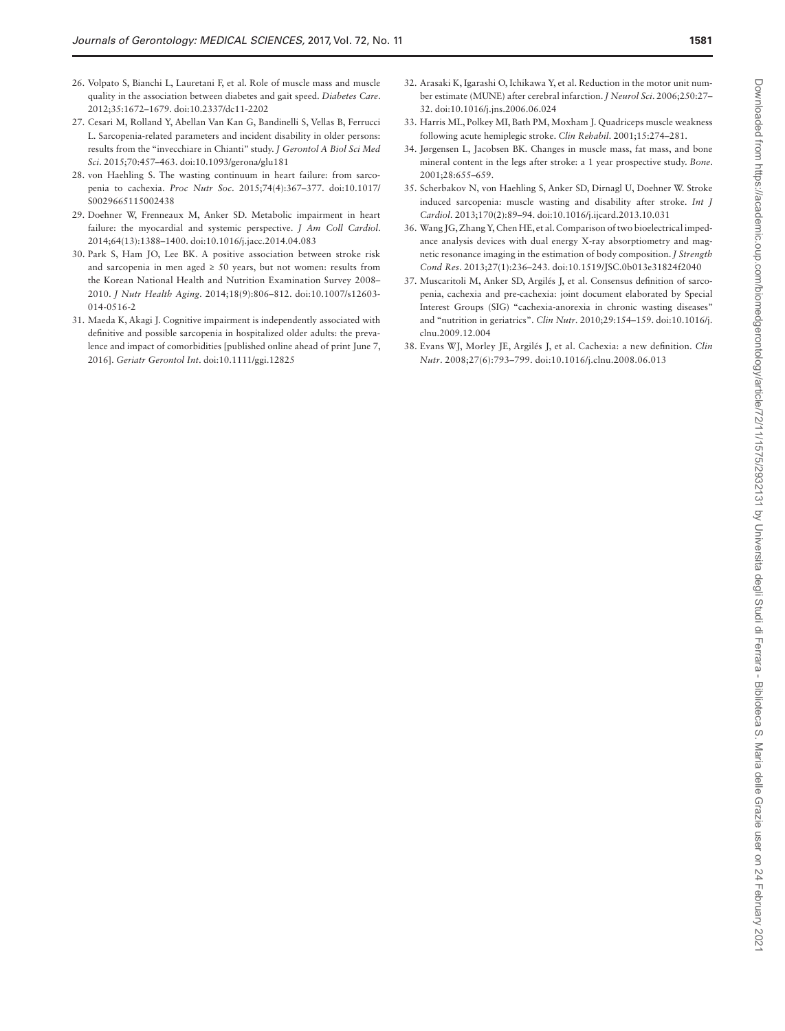26. Volpato S, Bianchi L, Lauretani F, et al. Role of muscle mass and muscle quality in the association between diabetes and gait speed. *Diabetes Care*. 2012;35:1672–1679. doi:10.2337/dc11-2202
27. Cesari M, Rolland Y, Abellan Van Kan G, Bandinelli S, Vellas B, Ferrucci L. Sarcopenia-related parameters and incident disability in older persons: results from the "invecchiare in Chianti" study. *J Gerontol A Biol Sci Med Sci*. 2015;70:457–463. doi:10.1093/gerona/glu181
28. von Haehling S. The wasting continuum in heart failure: from sarcopenia to cachexia. *Proc Nutr Soc*. 2015;74(4):367–377. doi:10.1017/S0029665115002438
29. Doehner W, Frenneaux M, Anker SD. Metabolic impairment in heart failure: the myocardial and systemic perspective. *J Am Coll Cardiol*. 2014;64(13):1388–1400. doi:10.1016/j.jacc.2014.04.083
30. Park S, Ham JO, Lee BK. A positive association between stroke risk and sarcopenia in men aged ≥ 50 years, but not women: results from the Korean National Health and Nutrition Examination Survey 2008–2010. *J Nutr Health Aging*. 2014;18(9):806–812. doi:10.1007/s12603-014-0516-2
31. Maeda K, Akagi J. Cognitive impairment is independently associated with definitive and possible sarcopenia in hospitalized older adults: the prevalence and impact of comorbidities [published online ahead of print June 7, 2016]. *Geriatr Gerontol Int*. doi:10.1111/ggi.12825
32. Arasaki K, Igarashi O, Ichikawa Y, et al. Reduction in the motor unit number estimate (MUNE) after cerebral infarction. *J Neurol Sci*. 2006;250:27–32. doi:10.1016/j.jns.2006.06.024
33. Harris ML, Polkey MI, Bath PM, Moxham J. Quadriceps muscle weakness following acute hemiplegic stroke. *Clin Rehabil*. 2001;15:274–281.
34. Jørgensen L, Jacobsen BK. Changes in muscle mass, fat mass, and bone mineral content in the legs after stroke: a 1 year prospective study. *Bone*. 2001;28:655–659.
35. Scherbakov N, von Haehling S, Anker SD, Dirnagl U, Doehner W. Stroke induced sarcopenia: muscle wasting and disability after stroke. *Int J Cardiol*. 2013;170(2):89–94. doi:10.1016/j.ijcard.2013.10.031
36. Wang JG, Zhang Y, Chen HE, et al. Comparison of two bioelectrical impedance analysis devices with dual energy X-ray absorptiometry and magnetic resonance imaging in the estimation of body composition. *J Strength Cond Res*. 2013;27(1):236–243. doi:10.1519/JSC.0b013e31824f2040
37. Muscaritoli M, Anker SD, Argilés J, et al. Consensus definition of sarcopenia, cachexia and pre-cachexia: joint document elaborated by Special Interest Groups (SIG) "cachexia-anorexia in chronic wasting diseases" and "nutrition in geriatrics". *Clin Nutr*. 2010;29:154–159. doi:10.1016/j.clnu.2009.12.004
38. Evans WJ, Morley JE, Argilés J, et al. Cachexia: a new definition. *Clin Nutr*. 2008;27(6):793–799. doi:10.1016/j.clnu.2008.06.013